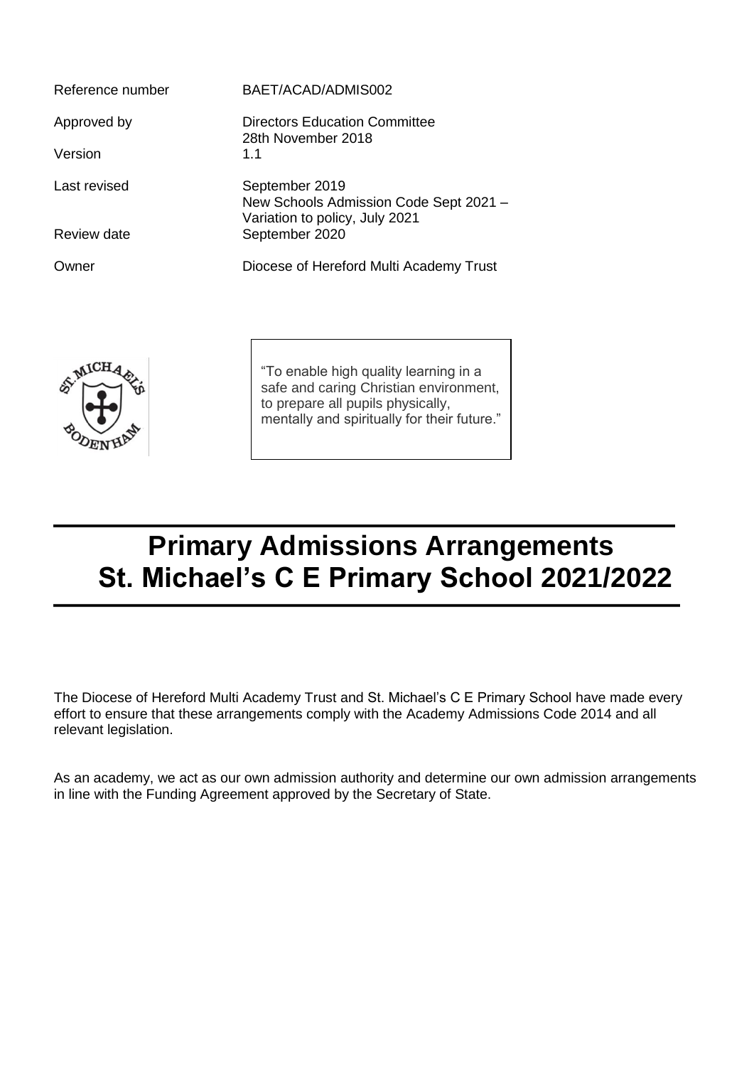| | |
|---|---|
| Reference number | BAET/ACAD/ADMIS002 |
| Approved by | Directors Education Committee<br>28th November 2018 |
| Version | 1.1 |
| Last revised | September 2019<br>New Schools Admission Code Sept 2021 –<br>Variation to policy, July 2021 |
| Review date | September 2020 |
| Owner | Diocese of Hereford Multi Academy Trust |

"To enable high quality learning in a safe and caring Christian environment, to prepare all pupils physically, mentally and spiritually for their future."

# Primary Admissions Arrangements St. Michael's C E Primary School 2021/2022

The Diocese of Hereford Multi Academy Trust and St. Michael's C E Primary School have made every effort to ensure that these arrangements comply with the Academy Admissions Code 2014 and all relevant legislation.

As an academy, we act as our own admission authority and determine our own admission arrangements in line with the Funding Agreement approved by the Secretary of State.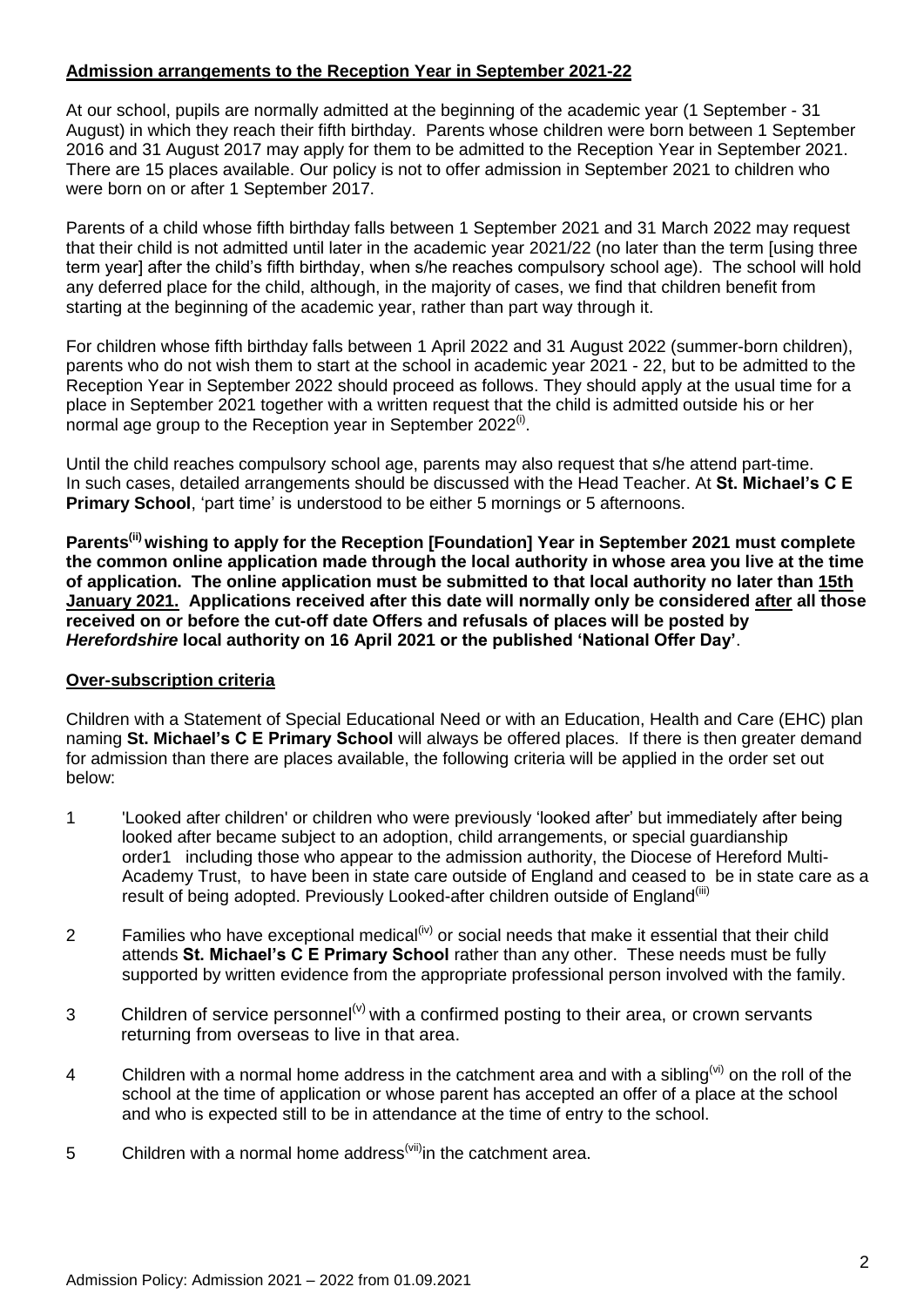**Admission arrangements to the Reception Year in September 2021-22**

At our school, pupils are normally admitted at the beginning of the academic year (1 September - 31 August) in which they reach their fifth birthday. Parents whose children were born between 1 September 2016 and 31 August 2017 may apply for them to be admitted to the Reception Year in September 2021. There are 15 places available. Our policy is not to offer admission in September 2021 to children who were born on or after 1 September 2017.

Parents of a child whose fifth birthday falls between 1 September 2021 and 31 March 2022 may request that their child is not admitted until later in the academic year 2021/22 (no later than the term [using three term year] after the child's fifth birthday, when s/he reaches compulsory school age). The school will hold any deferred place for the child, although, in the majority of cases, we find that children benefit from starting at the beginning of the academic year, rather than part way through it.

For children whose fifth birthday falls between 1 April 2022 and 31 August 2022 (summer-born children), parents who do not wish them to start at the school in academic year 2021 - 22, but to be admitted to the Reception Year in September 2022 should proceed as follows. They should apply at the usual time for a place in September 2021 together with a written request that the child is admitted outside his or her normal age group to the Reception year in September 2022[(i)].

Until the child reaches compulsory school age, parents may also request that s/he attend part-time. In such cases, detailed arrangements should be discussed with the Head Teacher. At **St. Michael's C E Primary School**, 'part time' is understood to be either 5 mornings or 5 afternoons.

**Parents[(ii)] wishing to apply for the Reception [Foundation] Year in September 2021 must complete the common online application made through the local authority in whose area you live at the time of application. The online application must be submitted to that local authority no later than <u>15th January 2021.</u> Applications received after this date will normally only be considered <u>after</u> all those received on or before the cut-off date Offers and refusals of places will be posted by *Herefordshire* local authority on 16 April 2021 or the published 'National Offer Day'**.

**Over-subscription criteria**

Children with a Statement of Special Educational Need or with an Education, Health and Care (EHC) plan naming **St. Michael's C E Primary School** will always be offered places. If there is then greater demand for admission than there are places available, the following criteria will be applied in the order set out below:

1. 'Looked after children' or children who were previously 'looked after' but immediately after being looked after became subject to an adoption, child arrangements, or special guardianship order1 including those who appear to the admission authority, the Diocese of Hereford Multi-Academy Trust, to have been in state care outside of England and ceased to be in state care as a result of being adopted. Previously Looked-after children outside of England[(iii)]

2. Families who have exceptional medical[(iv)] or social needs that make it essential that their child attends **St. Michael's C E Primary School** rather than any other. These needs must be fully supported by written evidence from the appropriate professional person involved with the family.

3. Children of service personnel[(v)] with a confirmed posting to their area, or crown servants returning from overseas to live in that area.

4. Children with a normal home address in the catchment area and with a sibling[(vi)] on the roll of the school at the time of application or whose parent has accepted an offer of a place at the school and who is expected still to be in attendance at the time of entry to the school.

5. Children with a normal home address[(vii)] in the catchment area.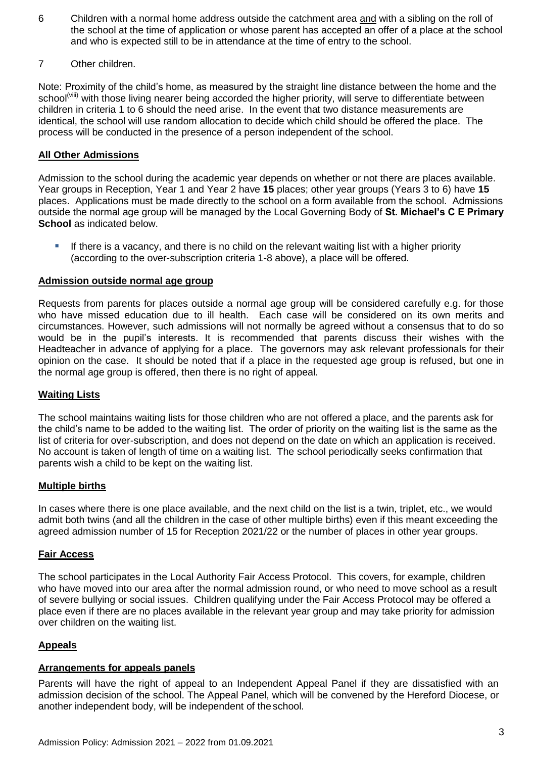6 Children with a normal home address outside the catchment area and with a sibling on the roll of the school at the time of application or whose parent has accepted an offer of a place at the school and who is expected still to be in attendance at the time of entry to the school.

7 Other children.

Note: Proximity of the child's home, as measured by the straight line distance between the home and the school[(viii)] with those living nearer being accorded the higher priority, will serve to differentiate between children in criteria 1 to 6 should the need arise. In the event that two distance measurements are identical, the school will use random allocation to decide which child should be offered the place. The process will be conducted in the presence of a person independent of the school.

## All Other Admissions

Admission to the school during the academic year depends on whether or not there are places available. Year groups in Reception, Year 1 and Year 2 have **15** places; other year groups (Years 3 to 6) have **15** places. Applications must be made directly to the school on a form available from the school. Admissions outside the normal age group will be managed by the Local Governing Body of **St. Michael's C E Primary School** as indicated below.

- If there is a vacancy, and there is no child on the relevant waiting list with a higher priority (according to the over-subscription criteria 1-8 above), a place will be offered.

## Admission outside normal age group

Requests from parents for places outside a normal age group will be considered carefully e.g. for those who have missed education due to ill health. Each case will be considered on its own merits and circumstances. However, such admissions will not normally be agreed without a consensus that to do so would be in the pupil's interests. It is recommended that parents discuss their wishes with the Headteacher in advance of applying for a place. The governors may ask relevant professionals for their opinion on the case. It should be noted that if a place in the requested age group is refused, but one in the normal age group is offered, then there is no right of appeal.

## Waiting Lists

The school maintains waiting lists for those children who are not offered a place, and the parents ask for the child's name to be added to the waiting list. The order of priority on the waiting list is the same as the list of criteria for over-subscription, and does not depend on the date on which an application is received. No account is taken of length of time on a waiting list. The school periodically seeks confirmation that parents wish a child to be kept on the waiting list.

## Multiple births

In cases where there is one place available, and the next child on the list is a twin, triplet, etc., we would admit both twins (and all the children in the case of other multiple births) even if this meant exceeding the agreed admission number of 15 for Reception 2021/22 or the number of places in other year groups.

## Fair Access

The school participates in the Local Authority Fair Access Protocol. This covers, for example, children who have moved into our area after the normal admission round, or who need to move school as a result of severe bullying or social issues. Children qualifying under the Fair Access Protocol may be offered a place even if there are no places available in the relevant year group and may take priority for admission over children on the waiting list.

## Appeals

## Arrangements for appeals panels

Parents will have the right of appeal to an Independent Appeal Panel if they are dissatisfied with an admission decision of the school. The Appeal Panel, which will be convened by the Hereford Diocese, or another independent body, will be independent of the school.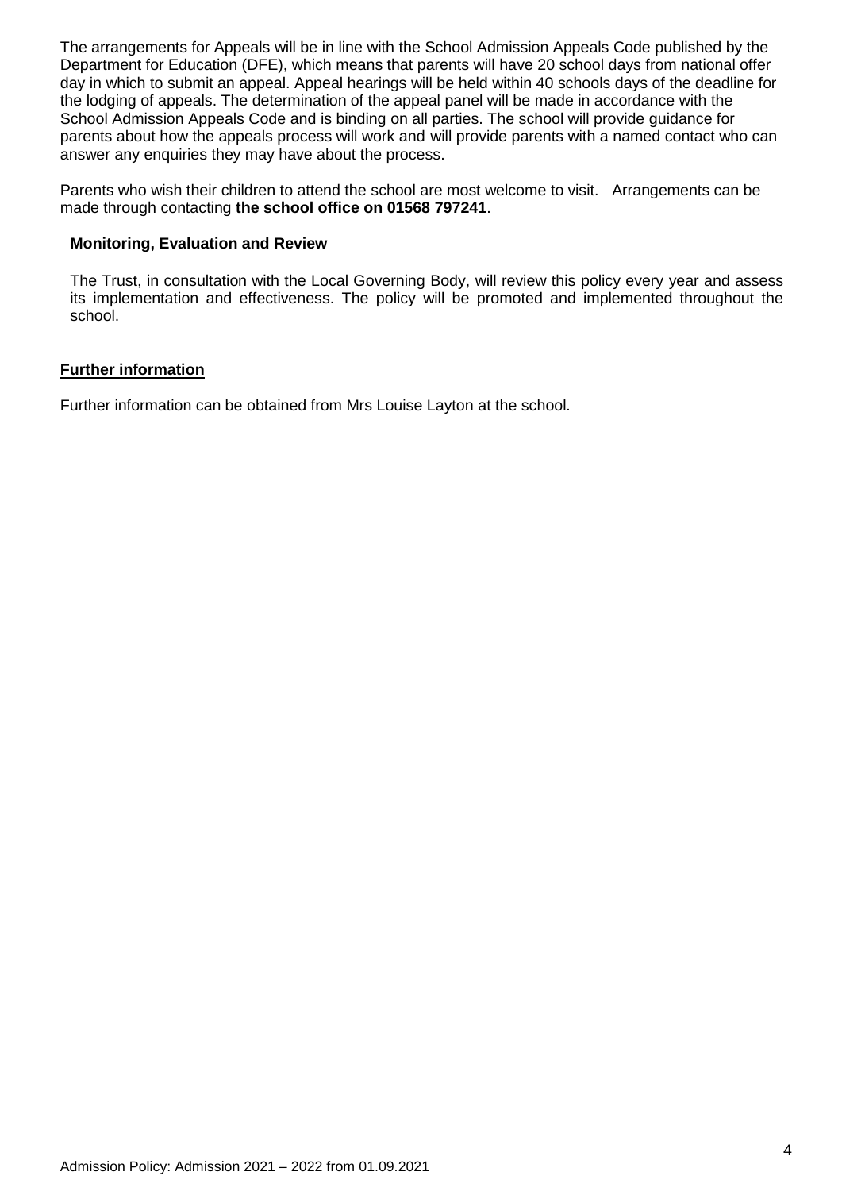The arrangements for Appeals will be in line with the School Admission Appeals Code published by the Department for Education (DFE), which means that parents will have 20 school days from national offer day in which to submit an appeal. Appeal hearings will be held within 40 schools days of the deadline for the lodging of appeals. The determination of the appeal panel will be made in accordance with the School Admission Appeals Code and is binding on all parties. The school will provide guidance for parents about how the appeals process will work and will provide parents with a named contact who can answer any enquiries they may have about the process.

Parents who wish their children to attend the school are most welcome to visit. Arrangements can be made through contacting **the school office on 01568 797241**.

**Monitoring, Evaluation and Review**

The Trust, in consultation with the Local Governing Body, will review this policy every year and assess its implementation and effectiveness. The policy will be promoted and implemented throughout the school.

**Further information**

Further information can be obtained from Mrs Louise Layton at the school.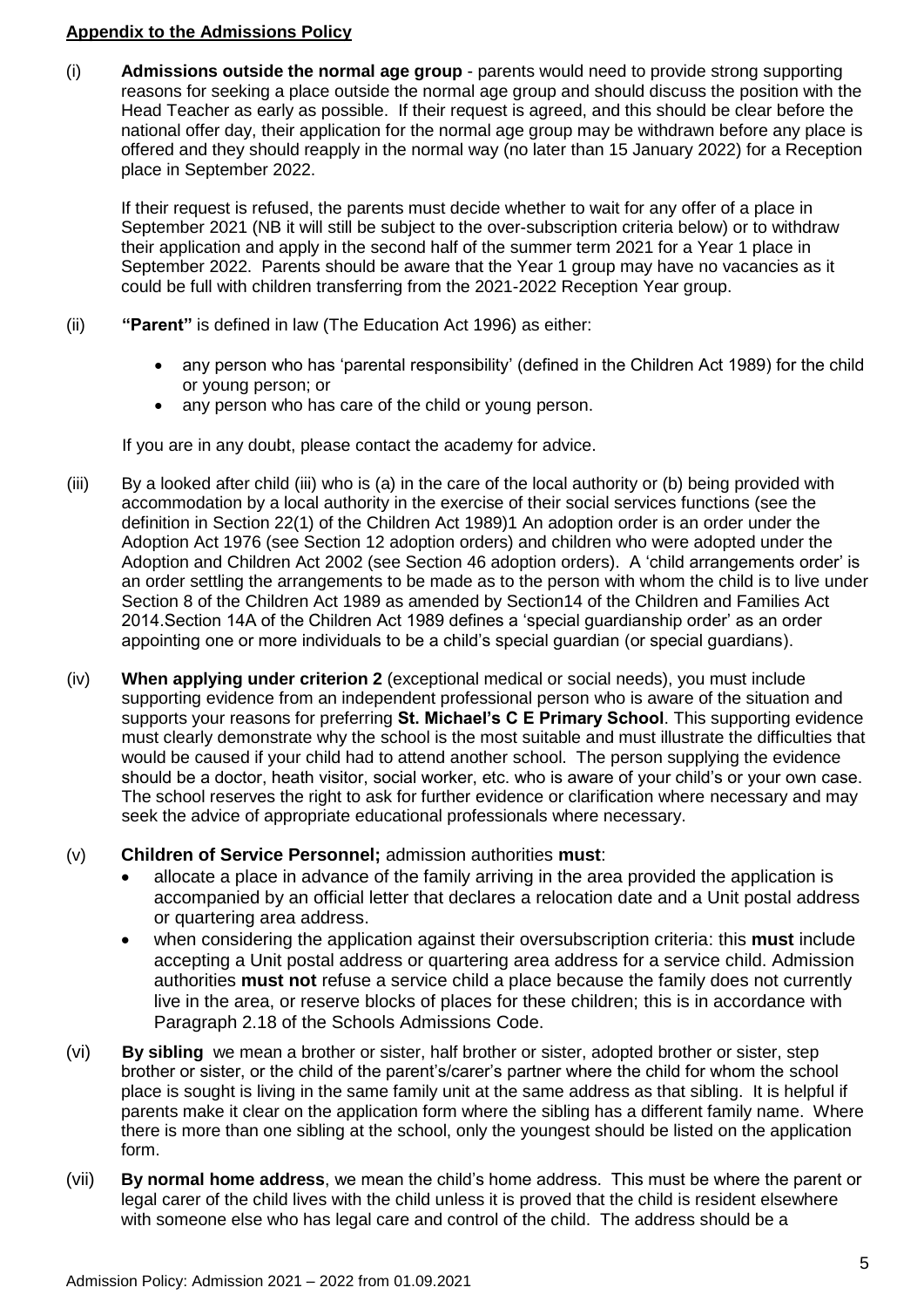**Appendix to the Admissions Policy**

(i) **Admissions outside the normal age group** - parents would need to provide strong supporting reasons for seeking a place outside the normal age group and should discuss the position with the Head Teacher as early as possible. If their request is agreed, and this should be clear before the national offer day, their application for the normal age group may be withdrawn before any place is offered and they should reapply in the normal way (no later than 15 January 2022) for a Reception place in September 2022.

If their request is refused, the parents must decide whether to wait for any offer of a place in September 2021 (NB it will still be subject to the over-subscription criteria below) or to withdraw their application and apply in the second half of the summer term 2021 for a Year 1 place in September 2022. Parents should be aware that the Year 1 group may have no vacancies as it could be full with children transferring from the 2021-2022 Reception Year group.

(ii) **"Parent"** is defined in law (The Education Act 1996) as either:

- any person who has 'parental responsibility' (defined in the Children Act 1989) for the child or young person; or
- any person who has care of the child or young person.

If you are in any doubt, please contact the academy for advice.

(iii) By a looked after child (iii) who is (a) in the care of the local authority or (b) being provided with accommodation by a local authority in the exercise of their social services functions (see the definition in Section 22(1) of the Children Act 1989)1 An adoption order is an order under the Adoption Act 1976 (see Section 12 adoption orders) and children who were adopted under the Adoption and Children Act 2002 (see Section 46 adoption orders). A 'child arrangements order' is an order settling the arrangements to be made as to the person with whom the child is to live under Section 8 of the Children Act 1989 as amended by Section14 of the Children and Families Act 2014.Section 14A of the Children Act 1989 defines a 'special guardianship order' as an order appointing one or more individuals to be a child's special guardian (or special guardians).

(iv) **When applying under criterion 2** (exceptional medical or social needs), you must include supporting evidence from an independent professional person who is aware of the situation and supports your reasons for preferring **St. Michael's C E Primary School**. This supporting evidence must clearly demonstrate why the school is the most suitable and must illustrate the difficulties that would be caused if your child had to attend another school. The person supplying the evidence should be a doctor, heath visitor, social worker, etc. who is aware of your child's or your own case. The school reserves the right to ask for further evidence or clarification where necessary and may seek the advice of appropriate educational professionals where necessary.

(v) **Children of Service Personnel;** admission authorities **must**:

- allocate a place in advance of the family arriving in the area provided the application is accompanied by an official letter that declares a relocation date and a Unit postal address or quartering area address.
- when considering the application against their oversubscription criteria: this **must** include accepting a Unit postal address or quartering area address for a service child. Admission authorities **must not** refuse a service child a place because the family does not currently live in the area, or reserve blocks of places for these children; this is in accordance with Paragraph 2.18 of the Schools Admissions Code.

(vi) **By sibling** we mean a brother or sister, half brother or sister, adopted brother or sister, step brother or sister, or the child of the parent's/carer's partner where the child for whom the school place is sought is living in the same family unit at the same address as that sibling. It is helpful if parents make it clear on the application form where the sibling has a different family name. Where there is more than one sibling at the school, only the youngest should be listed on the application form.

(vii) **By normal home address**, we mean the child's home address. This must be where the parent or legal carer of the child lives with the child unless it is proved that the child is resident elsewhere with someone else who has legal care and control of the child. The address should be a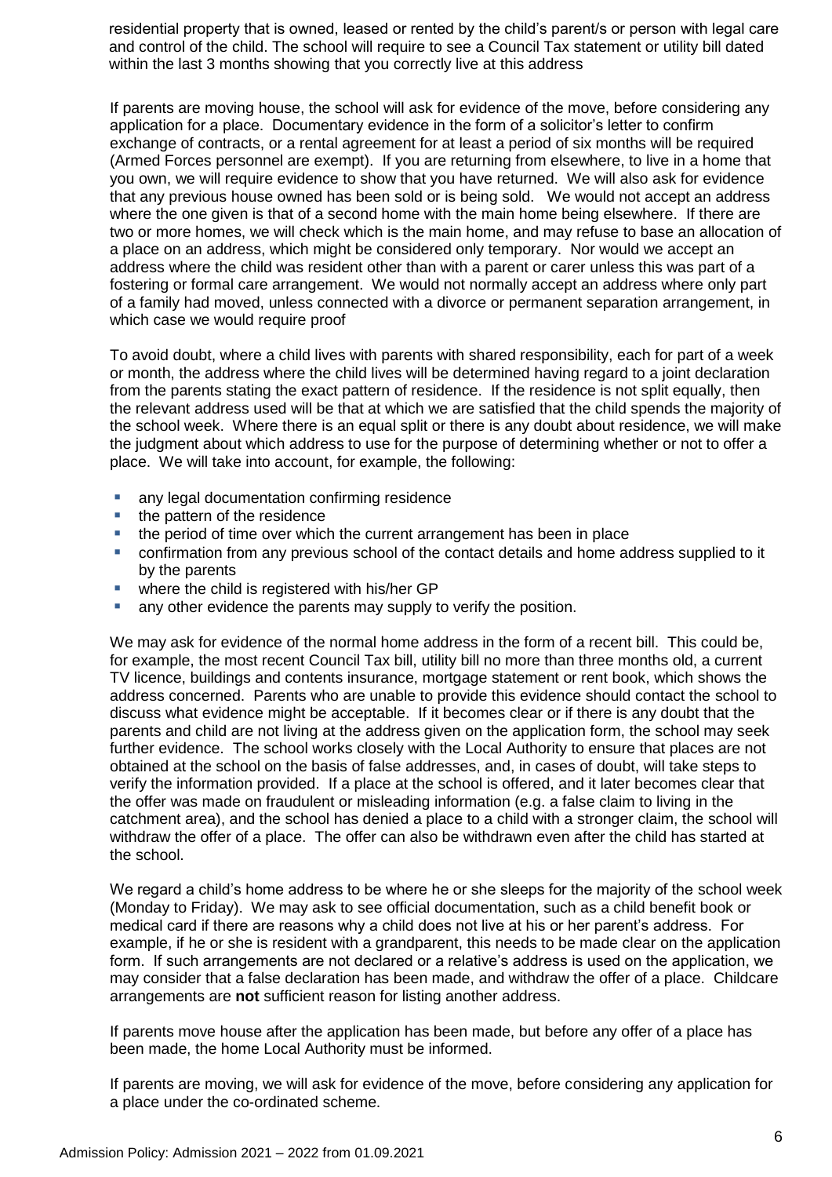residential property that is owned, leased or rented by the child's parent/s or person with legal care and control of the child. The school will require to see a Council Tax statement or utility bill dated within the last 3 months showing that you correctly live at this address

If parents are moving house, the school will ask for evidence of the move, before considering any application for a place. Documentary evidence in the form of a solicitor's letter to confirm exchange of contracts, or a rental agreement for at least a period of six months will be required (Armed Forces personnel are exempt). If you are returning from elsewhere, to live in a home that you own, we will require evidence to show that you have returned. We will also ask for evidence that any previous house owned has been sold or is being sold. We would not accept an address where the one given is that of a second home with the main home being elsewhere. If there are two or more homes, we will check which is the main home, and may refuse to base an allocation of a place on an address, which might be considered only temporary. Nor would we accept an address where the child was resident other than with a parent or carer unless this was part of a fostering or formal care arrangement. We would not normally accept an address where only part of a family had moved, unless connected with a divorce or permanent separation arrangement, in which case we would require proof

To avoid doubt, where a child lives with parents with shared responsibility, each for part of a week or month, the address where the child lives will be determined having regard to a joint declaration from the parents stating the exact pattern of residence. If the residence is not split equally, then the relevant address used will be that at which we are satisfied that the child spends the majority of the school week. Where there is an equal split or there is any doubt about residence, we will make the judgment about which address to use for the purpose of determining whether or not to offer a place. We will take into account, for example, the following:

- any legal documentation confirming residence
- the pattern of the residence
- the period of time over which the current arrangement has been in place
- confirmation from any previous school of the contact details and home address supplied to it by the parents
- where the child is registered with his/her GP
- any other evidence the parents may supply to verify the position.

We may ask for evidence of the normal home address in the form of a recent bill. This could be, for example, the most recent Council Tax bill, utility bill no more than three months old, a current TV licence, buildings and contents insurance, mortgage statement or rent book, which shows the address concerned. Parents who are unable to provide this evidence should contact the school to discuss what evidence might be acceptable. If it becomes clear or if there is any doubt that the parents and child are not living at the address given on the application form, the school may seek further evidence. The school works closely with the Local Authority to ensure that places are not obtained at the school on the basis of false addresses, and, in cases of doubt, will take steps to verify the information provided. If a place at the school is offered, and it later becomes clear that the offer was made on fraudulent or misleading information (e.g. a false claim to living in the catchment area), and the school has denied a place to a child with a stronger claim, the school will withdraw the offer of a place. The offer can also be withdrawn even after the child has started at the school.

We regard a child's home address to be where he or she sleeps for the majority of the school week (Monday to Friday). We may ask to see official documentation, such as a child benefit book or medical card if there are reasons why a child does not live at his or her parent's address. For example, if he or she is resident with a grandparent, this needs to be made clear on the application form. If such arrangements are not declared or a relative's address is used on the application, we may consider that a false declaration has been made, and withdraw the offer of a place. Childcare arrangements are **not** sufficient reason for listing another address.

If parents move house after the application has been made, but before any offer of a place has been made, the home Local Authority must be informed.

If parents are moving, we will ask for evidence of the move, before considering any application for a place under the co-ordinated scheme.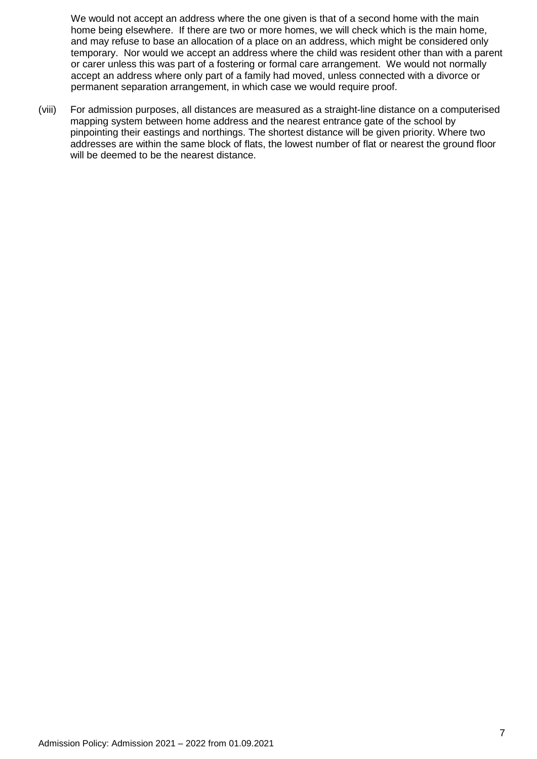We would not accept an address where the one given is that of a second home with the main home being elsewhere. If there are two or more homes, we will check which is the main home, and may refuse to base an allocation of a place on an address, which might be considered only temporary. Nor would we accept an address where the child was resident other than with a parent or carer unless this was part of a fostering or formal care arrangement. We would not normally accept an address where only part of a family had moved, unless connected with a divorce or permanent separation arrangement, in which case we would require proof.

(viii) For admission purposes, all distances are measured as a straight-line distance on a computerised mapping system between home address and the nearest entrance gate of the school by pinpointing their eastings and northings. The shortest distance will be given priority. Where two addresses are within the same block of flats, the lowest number of flat or nearest the ground floor will be deemed to be the nearest distance.